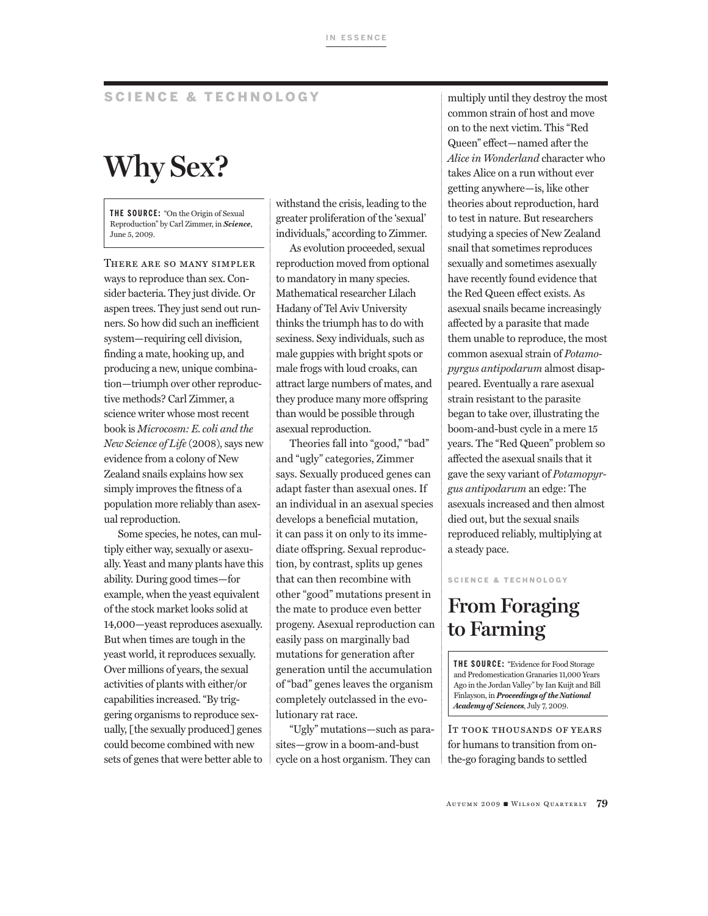SCIENCE & TECHNOLOGY

# Why Sex?

**THE SOURCE:** "On the Origin of Sexual Reproduction" by Carl Zimmer, in ***Science***, June 5, 2009.

There are so many simpler ways to reproduce than sex. Consider bacteria. They just divide. Or aspen trees. They just send out runners. So how did such an inefficient system—requiring cell division, finding a mate, hooking up, and producing a new, unique combination—triumph over other reproductive methods? Carl Zimmer, a science writer whose most recent book is *Microcosm: E. coli and the New Science of Life* (2008), says new evidence from a colony of New Zealand snails explains how sex simply improves the fitness of a population more reliably than asexual reproduction.

Some species, he notes, can multiply either way, sexually or asexually. Yeast and many plants have this ability. During good times—for example, when the yeast equivalent of the stock market looks solid at 14,000—yeast reproduces asexually. But when times are tough in the yeast world, it reproduces sexually. Over millions of years, the sexual activities of plants with either/or capabilities increased. "By triggering organisms to reproduce sexually, [the sexually produced] genes could become combined with new sets of genes that were better able to withstand the crisis, leading to the greater proliferation of the 'sexual' individuals," according to Zimmer.

As evolution proceeded, sexual reproduction moved from optional to mandatory in many species. Mathematical researcher Lilach Hadany of Tel Aviv University thinks the triumph has to do with sexiness. Sexy individuals, such as male guppies with bright spots or male frogs with loud croaks, can attract large numbers of mates, and they produce many more offspring than would be possible through asexual reproduction.

Theories fall into "good," "bad" and "ugly" categories, Zimmer says. Sexually produced genes can adapt faster than asexual ones. If an individual in an asexual species develops a beneficial mutation, it can pass it on only to its immediate offspring. Sexual reproduction, by contrast, splits up genes that can then recombine with other "good" mutations present in the mate to produce even better progeny. Asexual reproduction can easily pass on marginally bad mutations for generation after generation until the accumulation of "bad" genes leaves the organism completely outclassed in the evolutionary rat race.

"Ugly" mutations—such as parasites—grow in a boom-and-bust cycle on a host organism. They can multiply until they destroy the most common strain of host and move on to the next victim. This "Red Queen" effect—named after the *Alice in Wonderland* character who takes Alice on a run without ever getting anywhere—is, like other theories about reproduction, hard to test in nature. But researchers studying a species of New Zealand snail that sometimes reproduces sexually and sometimes asexually have recently found evidence that the Red Queen effect exists. As asexual snails became increasingly affected by a parasite that made them unable to reproduce, the most common asexual strain of *Potamopyrgus antipodarum* almost disappeared. Eventually a rare asexual strain resistant to the parasite began to take over, illustrating the boom-and-bust cycle in a mere 15 years. The "Red Queen" problem so affected the asexual snails that it gave the sexy variant of *Potamopyrgus antipodarum* an edge: The asexuals increased and then almost died out, but the sexual snails reproduced reliably, multiplying at a steady pace.

SCIENCE & TECHNOLOGY

# From Foraging to Farming

**THE SOURCE:** "Evidence for Food Storage and Predomestication Granaries 11,000 Years Ago in the Jordan Valley" by Ian Kuijt and Bill Finlayson, in ***Proceedings of the National Academy of Sciences***, July 7, 2009.

It took thousands of years for humans to transition from on-the-go foraging bands to settled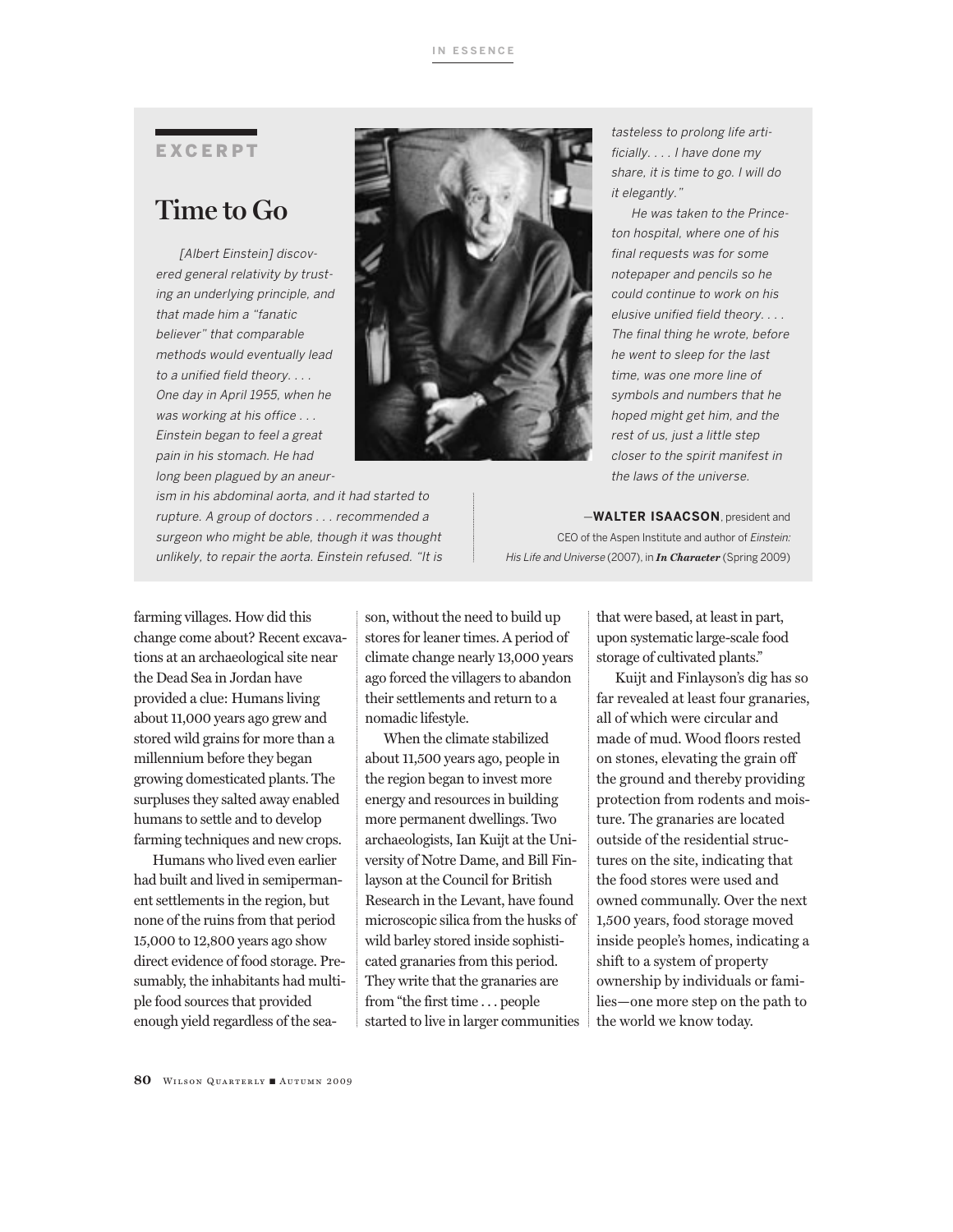## EXCERPT

# Time to Go

*[Albert Einstein] discovered general relativity by trusting an underlying principle, and that made him a "fanatic believer" that comparable methods would eventually lead to a unified field theory. . . . One day in April 1955, when he was working at his office . . . Einstein began to feel a great pain in his stomach. He had long been plagued by an aneurism in his abdominal aorta, and it had started to rupture. A group of doctors . . . recommended a surgeon who might be able, though it was thought unlikely, to repair the aorta. Einstein refused. "It is tasteless to prolong life artificially. . . . I have done my share, it is time to go. I will do it elegantly."*

*He was taken to the Princeton hospital, where one of his final requests was for some notepaper and pencils so he could continue to work on his elusive unified field theory. . . . The final thing he wrote, before he went to sleep for the last time, was one more line of symbols and numbers that he hoped might get him, and the rest of us, just a little step closer to the spirit manifest in the laws of the universe.*

—**WALTER ISAACSON**, president and CEO of the Aspen Institute and author of *Einstein: His Life and Universe* (2007), in ***In Character*** (Spring 2009)

farming villages. How did this change come about? Recent excavations at an archaeological site near the Dead Sea in Jordan have provided a clue: Humans living about 11,000 years ago grew and stored wild grains for more than a millennium before they began growing domesticated plants. The surpluses they salted away enabled humans to settle and to develop farming techniques and new crops.

Humans who lived even earlier had built and lived in semipermanent settlements in the region, but none of the ruins from that period 15,000 to 12,800 years ago show direct evidence of food storage. Presumably, the inhabitants had multiple food sources that provided enough yield regardless of the season, without the need to build up stores for leaner times. A period of climate change nearly 13,000 years ago forced the villagers to abandon their settlements and return to a nomadic lifestyle.

When the climate stabilized about 11,500 years ago, people in the region began to invest more energy and resources in building more permanent dwellings. Two archaeologists, Ian Kuijt at the University of Notre Dame, and Bill Finlayson at the Council for British Research in the Levant, have found microscopic silica from the husks of wild barley stored inside sophisticated granaries from this period. They write that the granaries are from "the first time . . . people started to live in larger communities that were based, at least in part, upon systematic large-scale food storage of cultivated plants."

Kuijt and Finlayson's dig has so far revealed at least four granaries, all of which were circular and made of mud. Wood floors rested on stones, elevating the grain off the ground and thereby providing protection from rodents and moisture. The granaries are located outside of the residential structures on the site, indicating that the food stores were used and owned communally. Over the next 1,500 years, food storage moved inside people's homes, indicating a shift to a system of property ownership by individuals or families—one more step on the path to the world we know today.